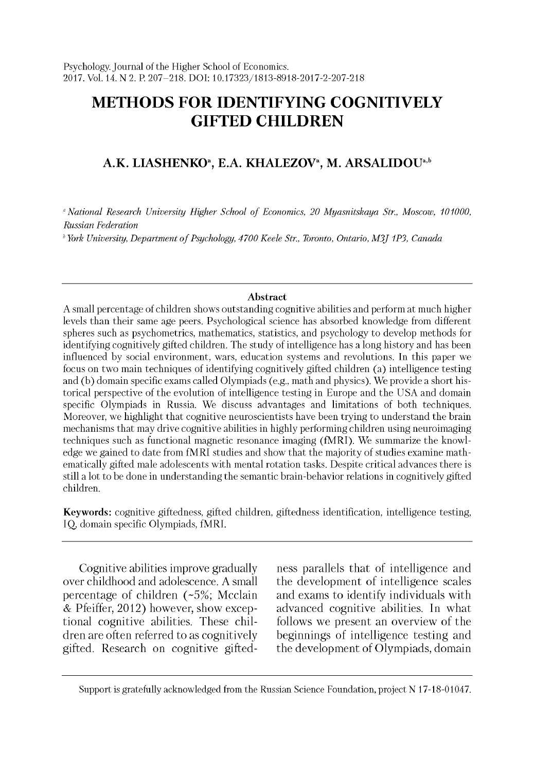# METHODS FOR IDENTIFYING COGNITIVELY GIFTED CHILDREN

**A.K. LIASHENKO[a], E.A. KHALEZOV[a], M. ARSALIDOU[a,b]**

[a] *National Research University Higher School of Economics, 20 Myasnitskaya Str., Moscow, 101000, Russian Federation*

[b] *York University, Department of Psychology, 4700 Keele Str., Toronto, Ontario, M3J 1P3, Canada*

---

**Abstract**

A small percentage of children shows outstanding cognitive abilities and perform at much higher levels than their same age peers. Psychological science has absorbed knowledge from different spheres such as psychometrics, mathematics, statistics, and psychology to develop methods for identifying cognitively gifted children. The study of intelligence has a long history and has been influenced by social environment, wars, education systems and revolutions. In this paper we focus on two main techniques of identifying cognitively gifted children (a) intelligence testing and (b) domain specific exams called Olympiads (e.g., math and physics). We provide a short historical perspective of the evolution of intelligence testing in Europe and the USA and domain specific Olympiads in Russia. We discuss advantages and limitations of both techniques. Moreover, we highlight that cognitive neuroscientists have been trying to understand the brain mechanisms that may drive cognitive abilities in highly performing children using neuroimaging techniques such as functional magnetic resonance imaging (fMRI). We summarize the knowledge we gained to date from fMRI studies and show that the majority of studies examine mathematically gifted male adolescents with mental rotation tasks. Despite critical advances there is still a lot to be done in understanding the semantic brain-behavior relations in cognitively gifted children.

**Keywords:** cognitive giftedness, gifted children, giftedness identification, intelligence testing, IQ, domain specific Olympiads, fMRI.

---

Cognitive abilities improve gradually over childhood and adolescence. A small percentage of children (~5%; Mcclain & Pfeiffer, 2012) however, show exceptional cognitive abilities. These children are often referred to as cognitively gifted. Research on cognitive giftedness parallels that of intelligence and the development of intelligence scales and exams to identify individuals with advanced cognitive abilities. In what follows we present an overview of the beginnings of intelligence testing and the development of Olympiads, domain

---

Support is gratefully acknowledged from the Russian Science Foundation, project N 17-18-01047.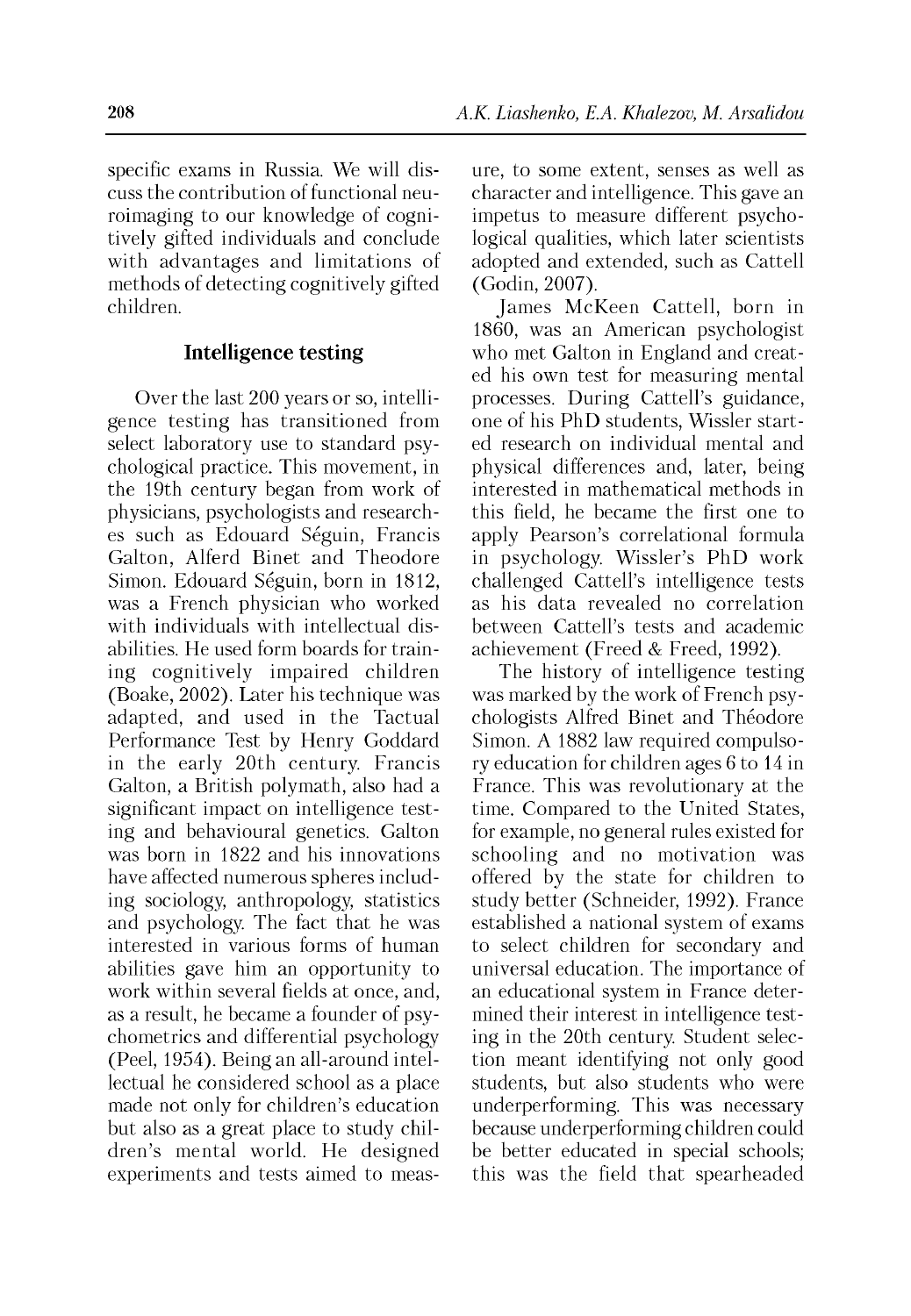specific exams in Russia. We will discuss the contribution of functional neuroimaging to our knowledge of cognitively gifted individuals and conclude with advantages and limitations of methods of detecting cognitively gifted children.

## Intelligence testing

Over the last 200 years or so, intelligence testing has transitioned from select laboratory use to standard psychological practice. This movement, in the 19th century began from work of physicians, psychologists and researches such as Edouard Séguin, Francis Galton, Alferd Binet and Theodore Simon. Edouard Séguin, born in 1812, was a French physician who worked with individuals with intellectual disabilities. He used form boards for training cognitively impaired children (Boake, 2002). Later his technique was adapted, and used in the Tactual Performance Test by Henry Goddard in the early 20th century. Francis Galton, a British polymath, also had a significant impact on intelligence testing and behavioural genetics. Galton was born in 1822 and his innovations have affected numerous spheres including sociology, anthropology, statistics and psychology. The fact that he was interested in various forms of human abilities gave him an opportunity to work within several fields at once, and, as a result, he became a founder of psychometrics and differential psychology (Peel, 1954). Being an all-around intellectual he considered school as a place made not only for children's education but also as a great place to study children's mental world. He designed experiments and tests aimed to measure, to some extent, senses as well as character and intelligence. This gave an impetus to measure different psychological qualities, which later scientists adopted and extended, such as Cattell (Godin, 2007).

James McKeen Cattell, born in 1860, was an American psychologist who met Galton in England and created his own test for measuring mental processes. During Cattell's guidance, one of his PhD students, Wissler started research on individual mental and physical differences and, later, being interested in mathematical methods in this field, he became the first one to apply Pearson's correlational formula in psychology. Wissler's PhD work challenged Cattell's intelligence tests as his data revealed no correlation between Cattell's tests and academic achievement (Freed & Freed, 1992).

The history of intelligence testing was marked by the work of French psychologists Alfred Binet and Théodore Simon. A 1882 law required compulsory education for children ages 6 to 14 in France. This was revolutionary at the time. Compared to the United States, for example, no general rules existed for schooling and no motivation was offered by the state for children to study better (Schneider, 1992). France established a national system of exams to select children for secondary and universal education. The importance of an educational system in France determined their interest in intelligence testing in the 20th century. Student selection meant identifying not only good students, but also students who were underperforming. This was necessary because underperforming children could be better educated in special schools; this was the field that spearheaded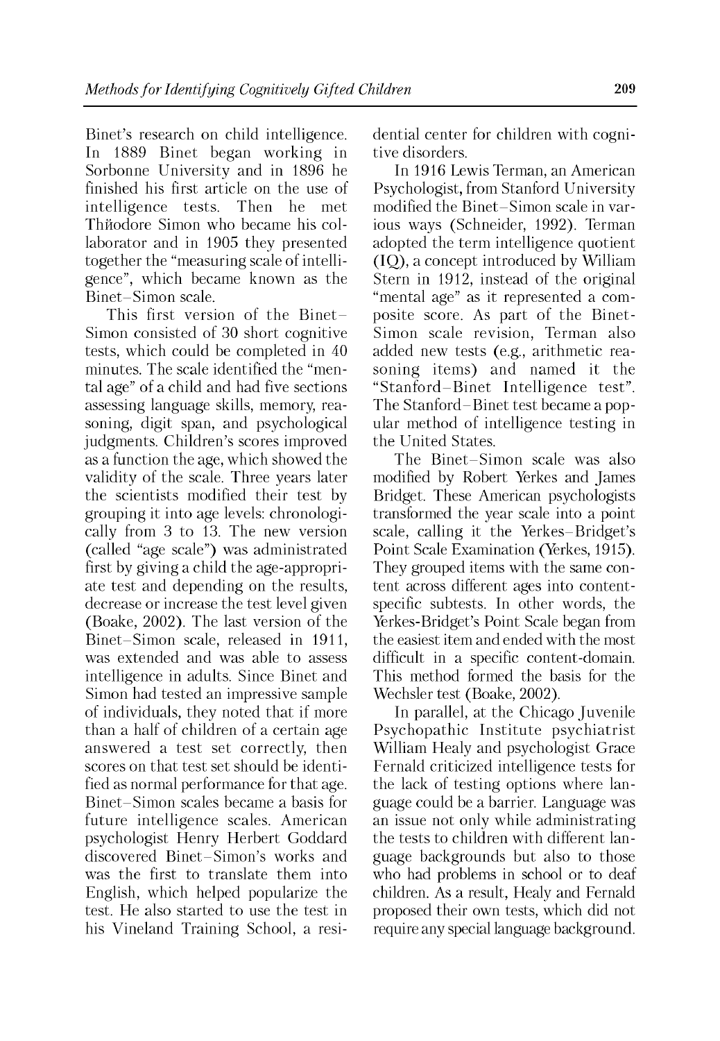Binet's research on child intelligence. In 1889 Binet began working in Sorbonne University and in 1896 he finished his first article on the use of intelligence tests. Then he met Thйodore Simon who became his collaborator and in 1905 they presented together the "measuring scale of intelligence", which became known as the Binet–Simon scale.

This first version of the Binet–Simon consisted of 30 short cognitive tests, which could be completed in 40 minutes. The scale identified the "mental age" of a child and had five sections assessing language skills, memory, reasoning, digit span, and psychological judgments. Children's scores improved as a function the age, which showed the validity of the scale. Three years later the scientists modified their test by grouping it into age levels: chronologically from 3 to 13. The new version (called "age scale") was administrated first by giving a child the age-appropriate test and depending on the results, decrease or increase the test level given (Boake, 2002). The last version of the Binet–Simon scale, released in 1911, was extended and was able to assess intelligence in adults. Since Binet and Simon had tested an impressive sample of individuals, they noted that if more than a half of children of a certain age answered a test set correctly, then scores on that test set should be identified as normal performance for that age. Binet–Simon scales became a basis for future intelligence scales. American psychologist Henry Herbert Goddard discovered Binet–Simon's works and was the first to translate them into English, which helped popularize the test. He also started to use the test in his Vineland Training School, a residential center for children with cognitive disorders.

In 1916 Lewis Terman, an American Psychologist, from Stanford University modified the Binet–Simon scale in various ways (Schneider, 1992). Terman adopted the term intelligence quotient (IQ), a concept introduced by William Stern in 1912, instead of the original "mental age" as it represented a composite score. As part of the Binet-Simon scale revision, Terman also added new tests (e.g., arithmetic reasoning items) and named it the "Stanford–Binet Intelligence test". The Stanford–Binet test became a popular method of intelligence testing in the United States.

The Binet–Simon scale was also modified by Robert Yerkes and James Bridget. These American psychologists transformed the year scale into a point scale, calling it the Yerkes–Bridget's Point Scale Examination (Yerkes, 1915). They grouped items with the same content across different ages into content-specific subtests. In other words, the Yerkes-Bridget's Point Scale began from the easiest item and ended with the most difficult in a specific content-domain. This method formed the basis for the Wechsler test (Boake, 2002).

In parallel, at the Chicago Juvenile Psychopathic Institute psychiatrist William Healy and psychologist Grace Fernald criticized intelligence tests for the lack of testing options where language could be a barrier. Language was an issue not only while administrating the tests to children with different language backgrounds but also to those who had problems in school or to deaf children. As a result, Healy and Fernald proposed their own tests, which did not require any special language background.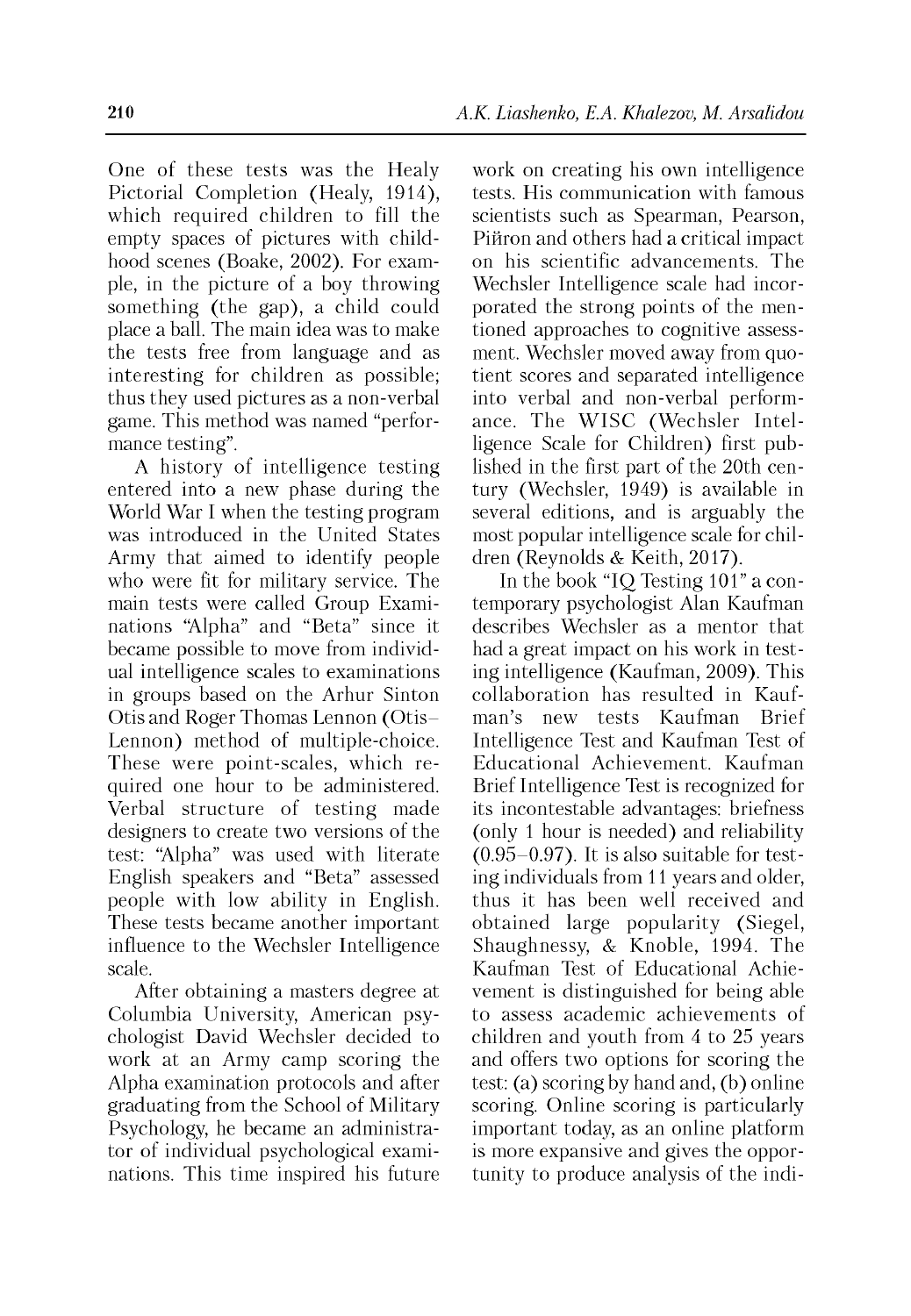One of these tests was the Healy Pictorial Completion (Healy, 1914), which required children to fill the empty spaces of pictures with childhood scenes (Boake, 2002). For example, in the picture of a boy throwing something (the gap), a child could place a ball. The main idea was to make the tests free from language and as interesting for children as possible; thus they used pictures as a non-verbal game. This method was named "performance testing".

A history of intelligence testing entered into a new phase during the World War I when the testing program was introduced in the United States Army that aimed to identify people who were fit for military service. The main tests were called Group Examinations "Alpha" and "Beta" since it became possible to move from individual intelligence scales to examinations in groups based on the Arhur Sinton Otis and Roger Thomas Lennon (Otis–Lennon) method of multiple-choice. These were point-scales, which required one hour to be administered. Verbal structure of testing made designers to create two versions of the test: "Alpha" was used with literate English speakers and "Beta" assessed people with low ability in English. These tests became another important influence to the Wechsler Intelligence scale.

After obtaining a masters degree at Columbia University, American psychologist David Wechsler decided to work at an Army camp scoring the Alpha examination protocols and after graduating from the School of Military Psychology, he became an administrator of individual psychological examinations. This time inspired his future work on creating his own intelligence tests. His communication with famous scientists such as Spearman, Pearson, Piйron and others had a critical impact on his scientific advancements. The Wechsler Intelligence scale had incorporated the strong points of the mentioned approaches to cognitive assessment. Wechsler moved away from quotient scores and separated intelligence into verbal and non-verbal performance. The WISC (Wechsler Intelligence Scale for Children) first published in the first part of the 20th century (Wechsler, 1949) is available in several editions, and is arguably the most popular intelligence scale for children (Reynolds & Keith, 2017).

In the book "IQ Testing 101" a contemporary psychologist Alan Kaufman describes Wechsler as a mentor that had a great impact on his work in testing intelligence (Kaufman, 2009). This collaboration has resulted in Kaufman's new tests Kaufman Brief Intelligence Test and Kaufman Test of Educational Achievement. Kaufman Brief Intelligence Test is recognized for its incontestable advantages: briefness (only 1 hour is needed) and reliability (0.95–0.97). It is also suitable for testing individuals from 11 years and older, thus it has been well received and obtained large popularity (Siegel, Shaughnessy, & Knoble, 1994. The Kaufman Test of Educational Achievement is distinguished for being able to assess academic achievements of children and youth from 4 to 25 years and offers two options for scoring the test: (a) scoring by hand and, (b) online scoring. Online scoring is particularly important today, as an online platform is more expansive and gives the opportunity to produce analysis of the indi-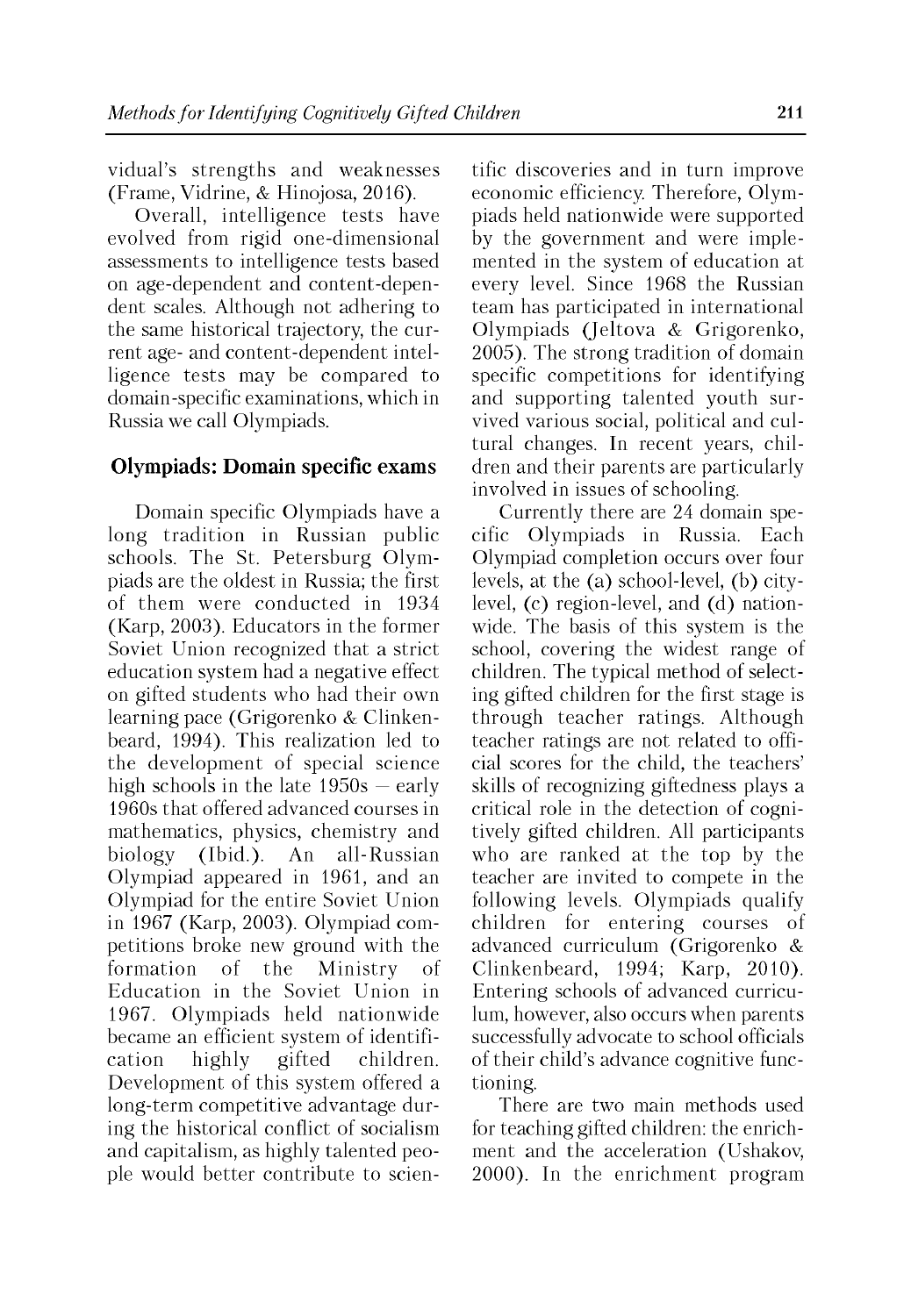vidual's strengths and weaknesses (Frame, Vidrine, & Hinojosa, 2016).

Overall, intelligence tests have evolved from rigid one-dimensional assessments to intelligence tests based on age-dependent and content-dependent scales. Although not adhering to the same historical trajectory, the current age- and content-dependent intelligence tests may be compared to domain-specific examinations, which in Russia we call Olympiads.

## Olympiads: Domain specific exams

Domain specific Olympiads have a long tradition in Russian public schools. The St. Petersburg Olympiads are the oldest in Russia; the first of them were conducted in 1934 (Karp, 2003). Educators in the former Soviet Union recognized that a strict education system had a negative effect on gifted students who had their own learning pace (Grigorenko & Clinkenbeard, 1994). This realization led to the development of special science high schools in the late 1950s – early 1960s that offered advanced courses in mathematics, physics, chemistry and biology (Ibid.). An all-Russian Olympiad appeared in 1961, and an Olympiad for the entire Soviet Union in 1967 (Karp, 2003). Olympiad competitions broke new ground with the formation of the Ministry of Education in the Soviet Union in 1967. Olympiads held nationwide became an efficient system of identification highly gifted children. Development of this system offered a long-term competitive advantage during the historical conflict of socialism and capitalism, as highly talented people would better contribute to scientific discoveries and in turn improve economic efficiency. Therefore, Olympiads held nationwide were supported by the government and were implemented in the system of education at every level. Since 1968 the Russian team has participated in international Olympiads (Jeltova & Grigorenko, 2005). The strong tradition of domain specific competitions for identifying and supporting talented youth survived various social, political and cultural changes. In recent years, children and their parents are particularly involved in issues of schooling.

Currently there are 24 domain specific Olympiads in Russia. Each Olympiad completion occurs over four levels, at the (a) school-level, (b) city-level, (c) region-level, and (d) nationwide. The basis of this system is the school, covering the widest range of children. The typical method of selecting gifted children for the first stage is through teacher ratings. Although teacher ratings are not related to official scores for the child, the teachers' skills of recognizing giftedness plays a critical role in the detection of cognitively gifted children. All participants who are ranked at the top by the teacher are invited to compete in the following levels. Olympiads qualify children for entering courses of advanced curriculum (Grigorenko & Clinkenbeard, 1994; Karp, 2010). Entering schools of advanced curriculum, however, also occurs when parents successfully advocate to school officials of their child's advance cognitive functioning.

There are two main methods used for teaching gifted children: the enrichment and the acceleration (Ushakov, 2000). In the enrichment program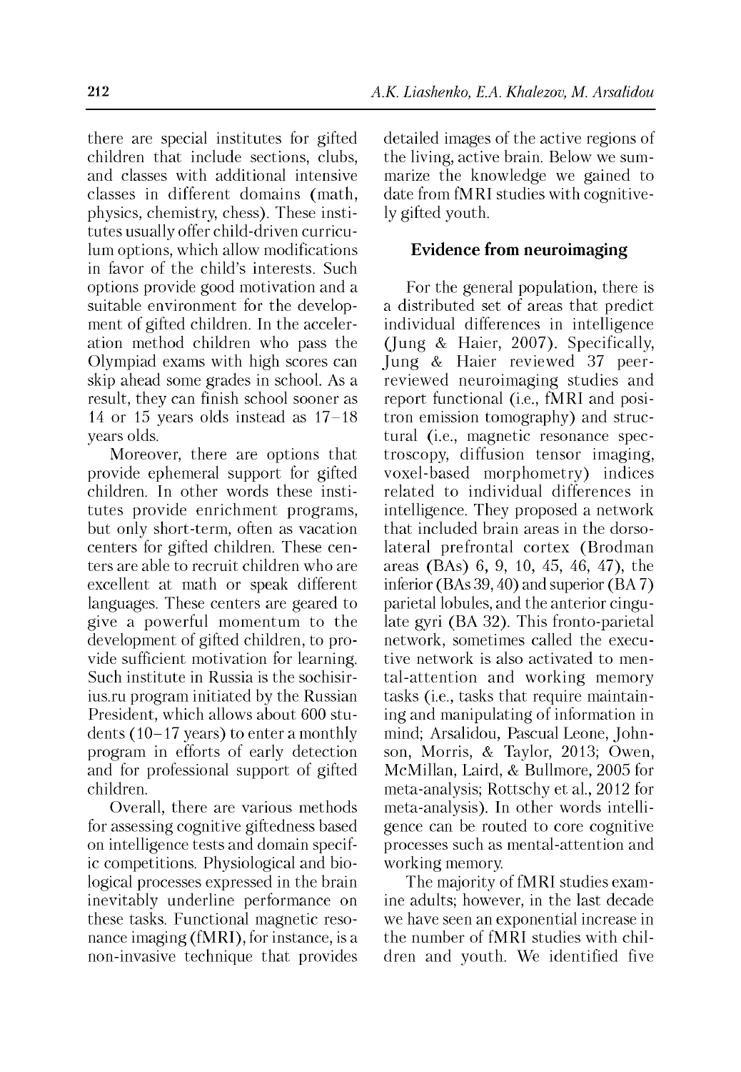there are special institutes for gifted children that include sections, clubs, and classes with additional intensive classes in different domains (math, physics, chemistry, chess). These institutes usually offer child-driven curriculum options, which allow modifications in favor of the child's interests. Such options provide good motivation and a suitable environment for the development of gifted children. In the acceleration method children who pass the Olympiad exams with high scores can skip ahead some grades in school. As a result, they can finish school sooner as 14 or 15 years olds instead as 17–18 years olds.

Moreover, there are options that provide ephemeral support for gifted children. In other words these institutes provide enrichment programs, but only short-term, often as vacation centers for gifted children. These centers are able to recruit children who are excellent at math or speak different languages. These centers are geared to give a powerful momentum to the development of gifted children, to provide sufficient motivation for learning. Such institute in Russia is the sochisirius.ru program initiated by the Russian President, which allows about 600 students (10–17 years) to enter a monthly program in efforts of early detection and for professional support of gifted children.

Overall, there are various methods for assessing cognitive giftedness based on intelligence tests and domain specific competitions. Physiological and biological processes expressed in the brain inevitably underline performance on these tasks. Functional magnetic resonance imaging (fMRI), for instance, is a non-invasive technique that provides detailed images of the active regions of the living, active brain. Below we summarize the knowledge we gained to date from fMRI studies with cognitively gifted youth.

## Evidence from neuroimaging

For the general population, there is a distributed set of areas that predict individual differences in intelligence (Jung & Haier, 2007). Specifically, Jung & Haier reviewed 37 peer-reviewed neuroimaging studies and report functional (i.e., fMRI and positron emission tomography) and structural (i.e., magnetic resonance spectroscopy, diffusion tensor imaging, voxel-based morphometry) indices related to individual differences in intelligence. They proposed a network that included brain areas in the dorsolateral prefrontal cortex (Brodman areas (BAs) 6, 9, 10, 45, 46, 47), the inferior (BAs 39, 40) and superior (BA 7) parietal lobules, and the anterior cingulate gyri (BA 32). This fronto-parietal network, sometimes called the executive network is also activated to mental-attention and working memory tasks (i.e., tasks that require maintaining and manipulating of information in mind; Arsalidou, Pascual Leone, Johnson, Morris, & Taylor, 2013; Owen, McMillan, Laird, & Bullmore, 2005 for meta-analysis; Rottschy et al., 2012 for meta-analysis). In other words intelligence can be routed to core cognitive processes such as mental-attention and working memory.

The majority of fMRI studies examine adults; however, in the last decade we have seen an exponential increase in the number of fMRI studies with children and youth. We identified five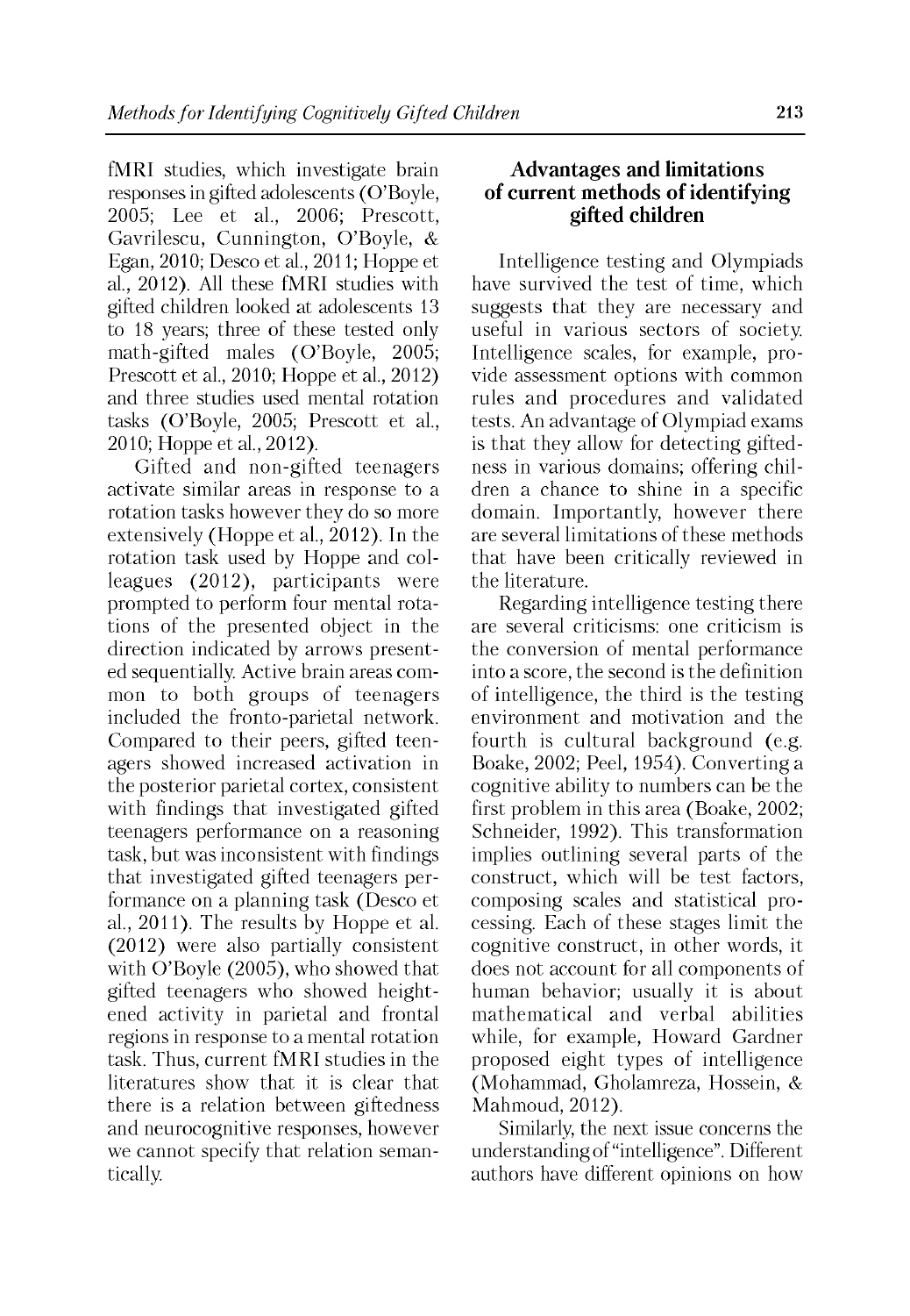fMRI studies, which investigate brain responses in gifted adolescents (O'Boyle, 2005; Lee et al., 2006; Prescott, Gavrilescu, Cunnington, O'Boyle, & Egan, 2010; Desco et al., 2011; Hoppe et al., 2012). All these fMRI studies with gifted children looked at adolescents 13 to 18 years; three of these tested only math-gifted males (O'Boyle, 2005; Prescott et al., 2010; Hoppe et al., 2012) and three studies used mental rotation tasks (O'Boyle, 2005; Prescott et al., 2010; Hoppe et al., 2012).

Gifted and non-gifted teenagers activate similar areas in response to a rotation tasks however they do so more extensively (Hoppe et al., 2012). In the rotation task used by Hoppe and colleagues (2012), participants were prompted to perform four mental rotations of the presented object in the direction indicated by arrows presented sequentially. Active brain areas common to both groups of teenagers included the fronto-parietal network. Compared to their peers, gifted teenagers showed increased activation in the posterior parietal cortex, consistent with findings that investigated gifted teenagers performance on a reasoning task, but was inconsistent with findings that investigated gifted teenagers performance on a planning task (Desco et al., 2011). The results by Hoppe et al. (2012) were also partially consistent with O'Boyle (2005), who showed that gifted teenagers who showed heightened activity in parietal and frontal regions in response to a mental rotation task. Thus, current fMRI studies in the literatures show that it is clear that there is a relation between giftedness and neurocognitive responses, however we cannot specify that relation semantically.

## Advantages and limitations of current methods of identifying gifted children

Intelligence testing and Olympiads have survived the test of time, which suggests that they are necessary and useful in various sectors of society. Intelligence scales, for example, provide assessment options with common rules and procedures and validated tests. An advantage of Olympiad exams is that they allow for detecting giftedness in various domains; offering children a chance to shine in a specific domain. Importantly, however there are several limitations of these methods that have been critically reviewed in the literature.

Regarding intelligence testing there are several criticisms: one criticism is the conversion of mental performance into a score, the second is the definition of intelligence, the third is the testing environment and motivation and the fourth is cultural background (e.g. Boake, 2002; Peel, 1954). Converting a cognitive ability to numbers can be the first problem in this area (Boake, 2002; Schneider, 1992). This transformation implies outlining several parts of the construct, which will be test factors, composing scales and statistical processing. Each of these stages limit the cognitive construct, in other words, it does not account for all components of human behavior; usually it is about mathematical and verbal abilities while, for example, Howard Gardner proposed eight types of intelligence (Mohammad, Gholamreza, Hossein, & Mahmoud, 2012).

Similarly, the next issue concerns the understanding of "intelligence". Different authors have different opinions on how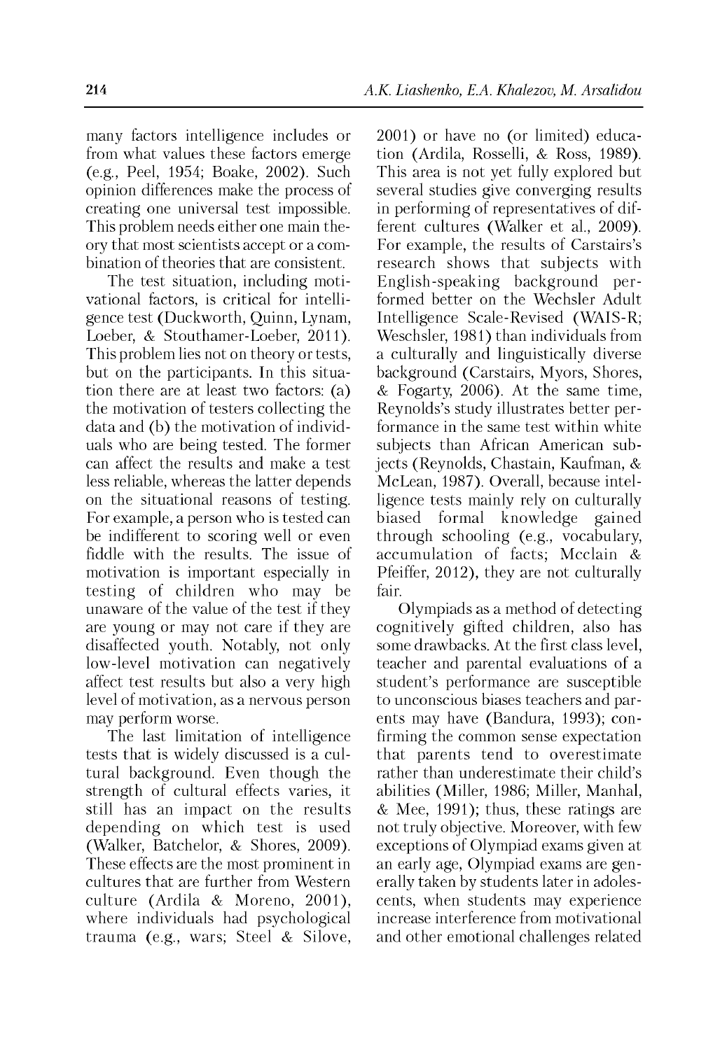many factors intelligence includes or from what values these factors emerge (e.g., Peel, 1954; Boake, 2002). Such opinion differences make the process of creating one universal test impossible. This problem needs either one main theory that most scientists accept or a combination of theories that are consistent.

The test situation, including motivational factors, is critical for intelligence test (Duckworth, Quinn, Lynam, Loeber, & Stouthamer-Loeber, 2011). This problem lies not on theory or tests, but on the participants. In this situation there are at least two factors: (a) the motivation of testers collecting the data and (b) the motivation of individuals who are being tested. The former can affect the results and make a test less reliable, whereas the latter depends on the situational reasons of testing. For example, a person who is tested can be indifferent to scoring well or even fiddle with the results. The issue of motivation is important especially in testing of children who may be unaware of the value of the test if they are young or may not care if they are disaffected youth. Notably, not only low-level motivation can negatively affect test results but also a very high level of motivation, as a nervous person may perform worse.

The last limitation of intelligence tests that is widely discussed is a cultural background. Even though the strength of cultural effects varies, it still has an impact on the results depending on which test is used (Walker, Batchelor, & Shores, 2009). These effects are the most prominent in cultures that are further from Western culture (Ardila & Moreno, 2001), where individuals had psychological trauma (e.g., wars; Steel & Silove, 2001) or have no (or limited) education (Ardila, Rosselli, & Ross, 1989). This area is not yet fully explored but several studies give converging results in performing of representatives of different cultures (Walker et al., 2009). For example, the results of Carstairs's research shows that subjects with English-speaking background performed better on the Wechsler Adult Intelligence Scale-Revised (WAIS-R; Weschsler, 1981) than individuals from a culturally and linguistically diverse background (Carstairs, Myors, Shores, & Fogarty, 2006). At the same time, Reynolds's study illustrates better performance in the same test within white subjects than African American subjects (Reynolds, Chastain, Kaufman, & McLean, 1987). Overall, because intelligence tests mainly rely on culturally biased formal knowledge gained through schooling (e.g., vocabulary, accumulation of facts; Mcclain & Pfeiffer, 2012), they are not culturally fair.

Olympiads as a method of detecting cognitively gifted children, also has some drawbacks. At the first class level, teacher and parental evaluations of a student's performance are susceptible to unconscious biases teachers and parents may have (Bandura, 1993); confirming the common sense expectation that parents tend to overestimate rather than underestimate their child's abilities (Miller, 1986; Miller, Manhal, & Mee, 1991); thus, these ratings are not truly objective. Moreover, with few exceptions of Olympiad exams given at an early age, Olympiad exams are generally taken by students later in adolescents, when students may experience increase interference from motivational and other emotional challenges related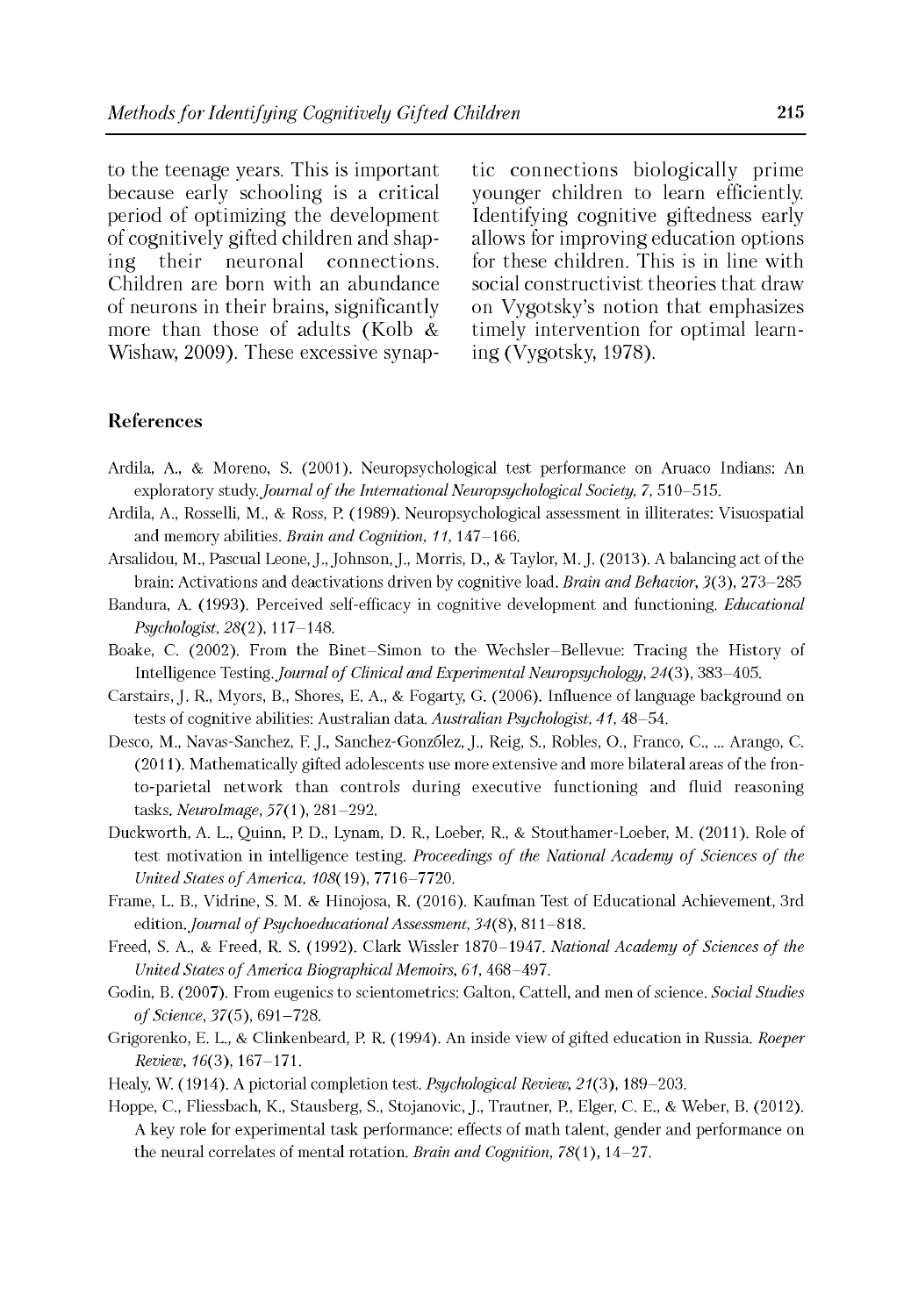to the teenage years. This is important because early schooling is a critical period of optimizing the development of cognitively gifted children and shaping their neuronal connections. Children are born with an abundance of neurons in their brains, significantly more than those of adults (Kolb & Wishaw, 2009). These excessive synaptic connections biologically prime younger children to learn efficiently. Identifying cognitive giftedness early allows for improving education options for these children. This is in line with social constructivist theories that draw on Vygotsky's notion that emphasizes timely intervention for optimal learning (Vygotsky, 1978).

### References

Ardila, A., & Moreno, S. (2001). Neuropsychological test performance on Aruaco Indians: An exploratory study. *Journal of the International Neuropsychological Society, 7,* 510–515.

Ardila, A., Rosselli, M., & Ross, P. (1989). Neuropsychological assessment in illiterates: Visuospatial and memory abilities. *Brain and Cognition, 11,* 147–166.

Arsalidou, M., Pascual Leone, J., Johnson, J., Morris, D., & Taylor, M. J. (2013). A balancing act of the brain: Activations and deactivations driven by cognitive load. *Brain and Behavior, 3*(3), 273–285

Bandura, A. (1993). Perceived self-efficacy in cognitive development and functioning. *Educational Psychologist, 28*(2), 117–148.

Boake, C. (2002). From the Binet–Simon to the Wechsler–Bellevue: Tracing the History of Intelligence Testing. *Journal of Clinical and Experimental Neuropsychology, 24*(3), 383–405.

Carstairs, J. R., Myors, B., Shores, E. A., & Fogarty, G. (2006). Influence of language background on tests of cognitive abilities: Australian data. *Australian Psychologist, 41,* 48–54.

Desco, M., Navas-Sanchez, F. J., Sanchez-Gonzólez, J., Reig, S., Robles, O., Franco, C., ... Arango, C. (2011). Mathematically gifted adolescents use more extensive and more bilateral areas of the fronto-parietal network than controls during executive functioning and fluid reasoning tasks. *NeuroImage, 57*(1), 281–292.

Duckworth, A. L., Quinn, P. D., Lynam, D. R., Loeber, R., & Stouthamer-Loeber, M. (2011). Role of test motivation in intelligence testing. *Proceedings of the National Academy of Sciences of the United States of America, 108*(19), 7716–7720.

Frame, L. B., Vidrine, S. M. & Hinojosa, R. (2016). Kaufman Test of Educational Achievement, 3rd edition. *Journal of Psychoeducational Assessment, 34*(8), 811–818.

Freed, S. A., & Freed, R. S. (1992). Clark Wissler 1870–1947. *National Academy of Sciences of the United States of America Biographical Memoirs, 61,* 468–497.

Godin, B. (2007). From eugenics to scientometrics: Galton, Cattell, and men of science. *Social Studies of Science, 37*(5), 691–728.

Grigorenko, E. L., & Clinkenbeard, P. R. (1994). An inside view of gifted education in Russia. *Roeper Review, 16*(3), 167–171.

Healy, W. (1914). A pictorial completion test. *Psychological Review, 21*(3), 189–203.

Hoppe, C., Fliessbach, K., Stausberg, S., Stojanovic, J., Trautner, P., Elger, C. E., & Weber, B. (2012). A key role for experimental task performance: effects of math talent, gender and performance on the neural correlates of mental rotation. *Brain and Cognition, 78*(1), 14–27.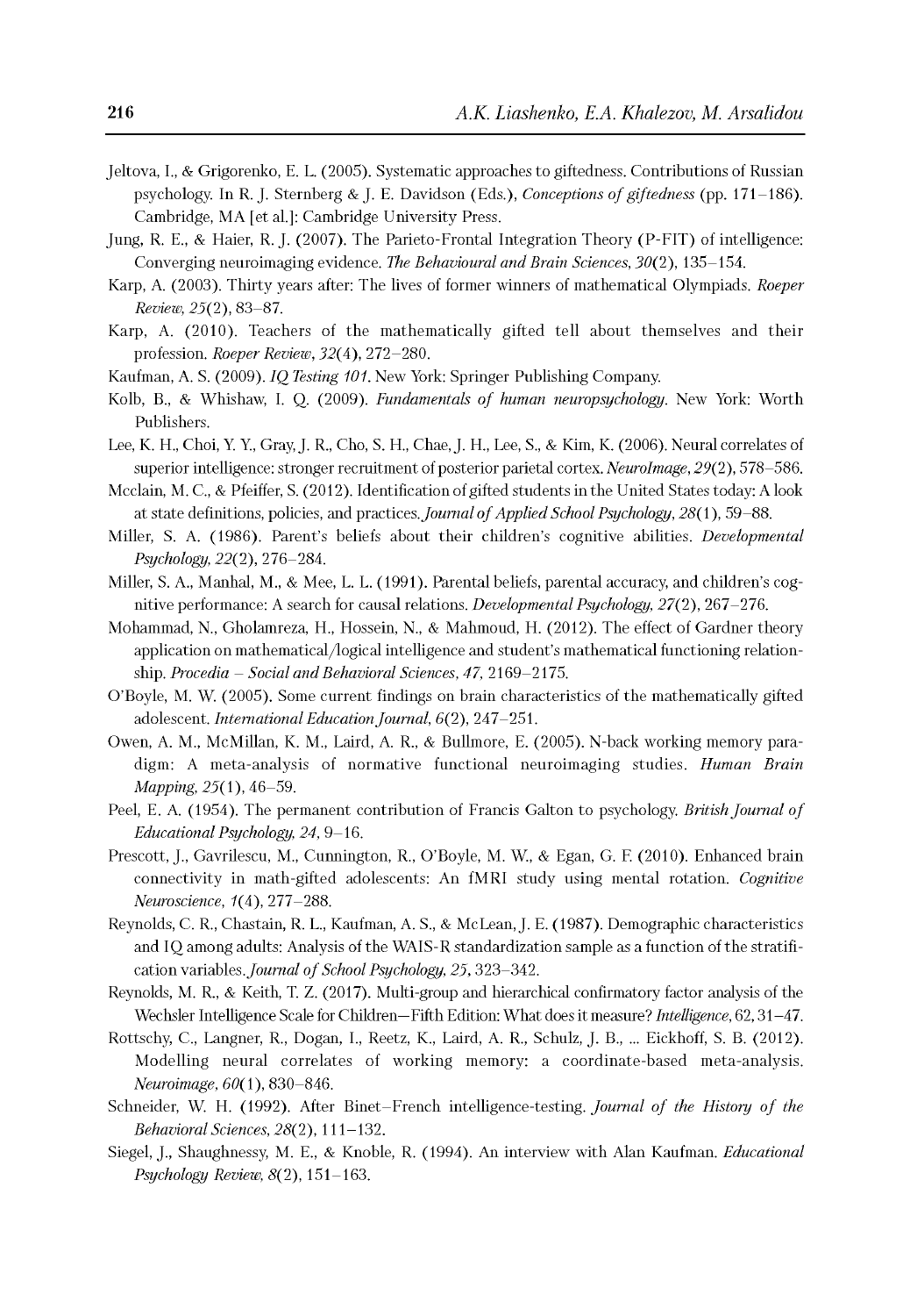Jeltova, I., & Grigorenko, E. L. (2005). Systematic approaches to giftedness. Contributions of Russian psychology. In R. J. Sternberg & J. E. Davidson (Eds.), *Conceptions of giftedness* (pp. 171–186). Cambridge, MA [et al.]: Cambridge University Press.

Jung, R. E., & Haier, R. J. (2007). The Parieto-Frontal Integration Theory (P-FIT) of intelligence: Converging neuroimaging evidence. *The Behavioural and Brain Sciences, 30*(2), 135–154.

Karp, A. (2003). Thirty years after: The lives of former winners of mathematical Olympiads. *Roeper Review, 25*(2), 83–87.

Karp, A. (2010). Teachers of the mathematically gifted tell about themselves and their profession. *Roeper Review, 32*(4), 272–280.

Kaufman, A. S. (2009). *IQ Testing 101*. New York: Springer Publishing Company.

Kolb, B., & Whishaw, I. Q. (2009). *Fundamentals of human neuropsychology*. New York: Worth Publishers.

Lee, K. H., Choi, Y. Y., Gray, J. R., Cho, S. H., Chae, J. H., Lee, S., & Kim, K. (2006). Neural correlates of superior intelligence: stronger recruitment of posterior parietal cortex. *NeuroImage, 29*(2), 578–586.

Mcclain, M. C., & Pfeiffer, S. (2012). Identification of gifted students in the United States today: A look at state definitions, policies, and practices. *Journal of Applied School Psychology, 28*(1), 59–88.

Miller, S. A. (1986). Parent's beliefs about their children's cognitive abilities. *Developmental Psychology, 22*(2), 276–284.

Miller, S. A., Manhal, M., & Mee, L. L. (1991). Parental beliefs, parental accuracy, and children's cognitive performance: A search for causal relations. *Developmental Psychology, 27*(2), 267–276.

Mohammad, N., Gholamreza, H., Hossein, N., & Mahmoud, H. (2012). The effect of Gardner theory application on mathematical/logical intelligence and student's mathematical functioning relationship. *Procedia – Social and Behavioral Sciences, 47*, 2169–2175.

O'Boyle, M. W. (2005). Some current findings on brain characteristics of the mathematically gifted adolescent. *International Education Journal, 6*(2), 247–251.

Owen, A. M., McMillan, K. M., Laird, A. R., & Bullmore, E. (2005). N-back working memory paradigm: A meta-analysis of normative functional neuroimaging studies. *Human Brain Mapping, 25*(1), 46–59.

Peel, E. A. (1954). The permanent contribution of Francis Galton to psychology. *British Journal of Educational Psychology, 24*, 9–16.

Prescott, J., Gavrilescu, M., Cunnington, R., O'Boyle, M. W., & Egan, G. F. (2010). Enhanced brain connectivity in math-gifted adolescents: An fMRI study using mental rotation. *Cognitive Neuroscience, 1*(4), 277–288.

Reynolds, C. R., Chastain, R. L., Kaufman, A. S., & McLean, J. E. (1987). Demographic characteristics and IQ among adults: Analysis of the WAIS-R standardization sample as a function of the stratification variables. *Journal of School Psychology, 25*, 323–342.

Reynolds, M. R., & Keith, T. Z. (2017). Multi-group and hierarchical confirmatory factor analysis of the Wechsler Intelligence Scale for Children—Fifth Edition: What does it measure? *Intelligence*, 62, 31–47.

Rottschy, C., Langner, R., Dogan, I., Reetz, K., Laird, A. R., Schulz, J. B., ... Eickhoff, S. B. (2012). Modelling neural correlates of working memory: a coordinate-based meta-analysis. *Neuroimage, 60*(1), 830–846.

Schneider, W. H. (1992). After Binet–French intelligence-testing. *Journal of the History of the Behavioral Sciences, 28*(2), 111–132.

Siegel, J., Shaughnessy, M. E., & Knoble, R. (1994). An interview with Alan Kaufman. *Educational Psychology Review, 8*(2), 151–163.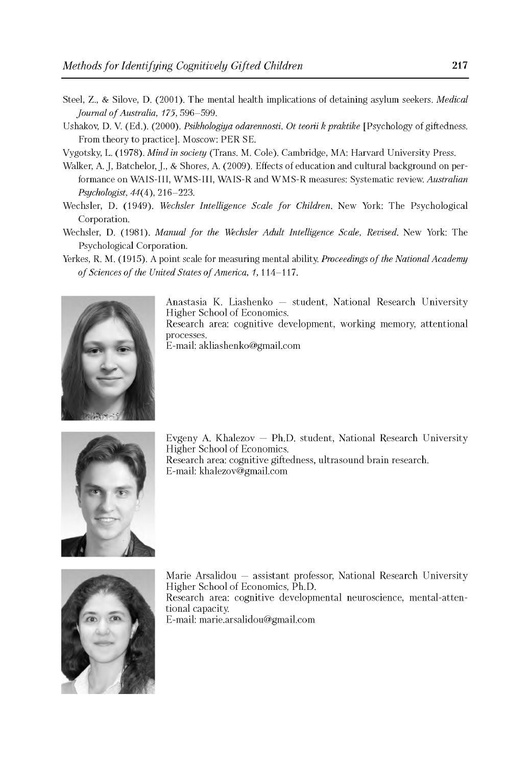Steel, Z., & Silove, D. (2001). The mental health implications of detaining asylum seekers. *Medical Journal of Australia, 175*, 596–599.

Ushakov, D. V. (Ed.). (2000). *Psikhologiya odarennosti. Ot teorii k praktike* [Psychology of giftedness. From theory to practice]. Moscow: PER SE.

Vygotsky, L. (1978). *Mind in society* (Trans. M. Cole). Cambridge, MA: Harvard University Press.

Walker, A. J, Batchelor, J., & Shores, A. (2009). Effects of education and cultural background on performance on WAIS-III, WMS-III, WAIS-R and WMS-R measures: Systematic review. *Australian Psychologist, 44*(4), 216–223.

Wechsler, D. (1949). *Wechsler Intelligence Scale for Children*. New York: The Psychological Corporation.

Wechsler, D. (1981). *Manual for the Wechsler Adult Intelligence Scale, Revised*. New York: The Psychological Corporation.

Yerkes, R. M. (1915). A point scale for measuring mental ability. *Proceedings of the National Academy of Sciences of the United States of America, 1*, 114–117.

Anastasia K. Liashenko — student, National Research University Higher School of Economics.
Research area: cognitive development, working memory, attentional processes.
E-mail: akliashenko@gmail.com

Evgeny A. Khalezov — Ph.D. student, National Research University Higher School of Economics.
Research area: cognitive giftedness, ultrasound brain research.
E-mail: khalezov@gmail.com

Marie Arsalidou — assistant professor, National Research University Higher School of Economics, Ph.D.
Research area: cognitive developmental neuroscience, mental-attentional capacity.
E-mail: marie.arsalidou@gmail.com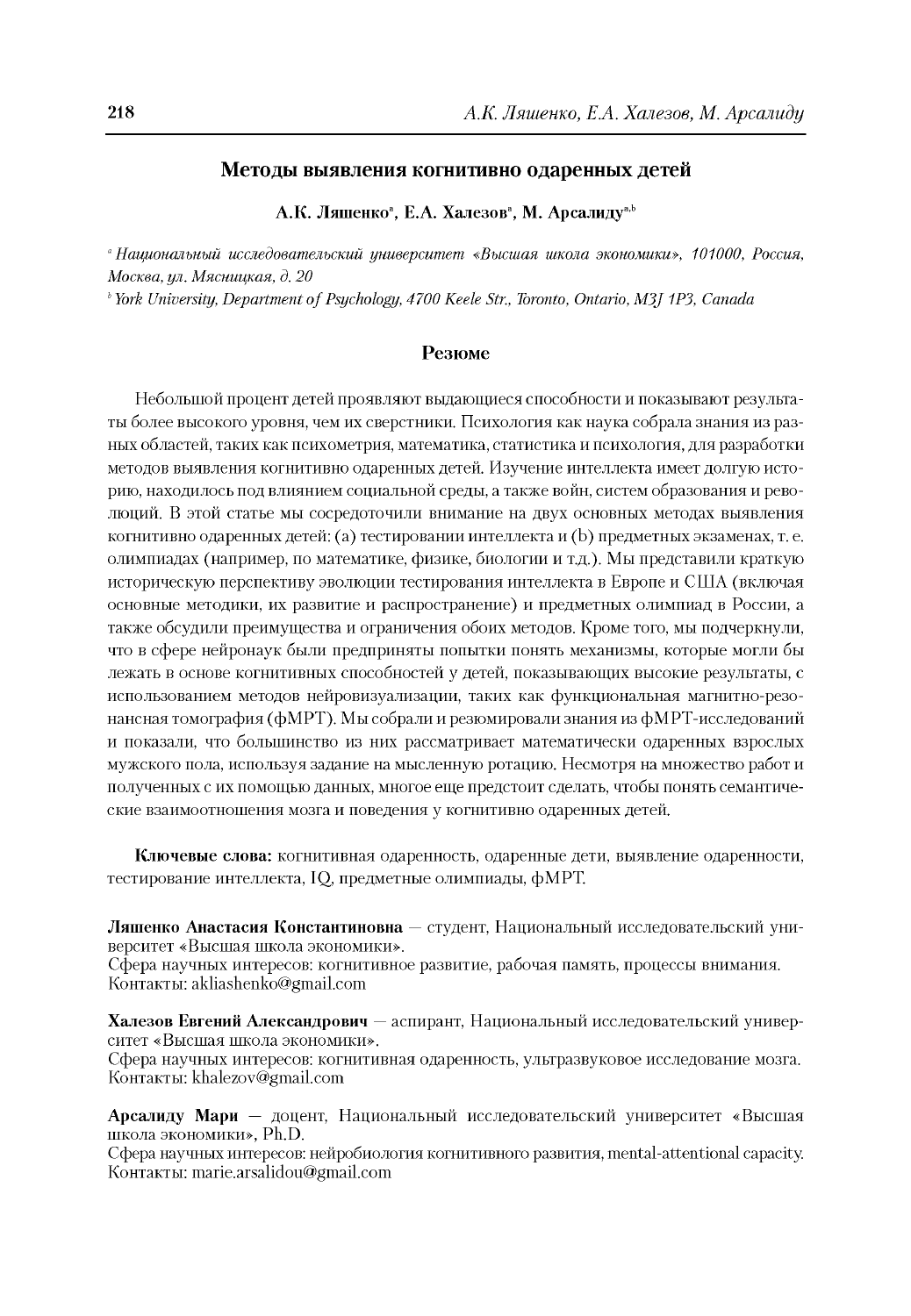# Методы выявления когнитивно одаренных детей

**А.К. Ляшенко[a], Е.А. Халезов[a], М. Арсалиду[a,b]**

[a] *Национальный исследовательский университет «Высшая школа экономики», 101000, Россия, Москва, ул. Мясницкая, д. 20*

[b] *York University, Department of Psychology, 4700 Keele Str., Toronto, Ontario, M3J 1P3, Canada*

## Резюме

Небольшой процент детей проявляют выдающиеся способности и показывают результаты более высокого уровня, чем их сверстники. Психология как наука собрала знания из разных областей, таких как психометрия, математика, статистика и психология, для разработки методов выявления когнитивно одаренных детей. Изучение интеллекта имеет долгую историю, находилось под влиянием социальной среды, а также войн, систем образования и революций. В этой статье мы сосредоточили внимание на двух основных методах выявления когнитивно одаренных детей: (a) тестировании интеллекта и (b) предметных экзаменах, т. е. олимпиадах (например, по математике, физике, биологии и т.д.). Мы представили краткую историческую перспективу эволюции тестирования интеллекта в Европе и США (включая основные методики, их развитие и распространение) и предметных олимпиад в России, а также обсудили преимущества и ограничения обоих методов. Кроме того, мы подчеркнули, что в сфере нейронаук были предприняты попытки понять механизмы, которые могли бы лежать в основе когнитивных способностей у детей, показывающих высокие результаты, с использованием методов нейровизуализации, таких как функциональная магнитно-резонансная томография (фМРТ). Мы собрали и резюмировали знания из фМРТ-исследований и показали, что большинство из них рассматривает математически одаренных взрослых мужского пола, используя задание на мысленную ротацию. Несмотря на множество работ и полученных с их помощью данных, многое еще предстоит сделать, чтобы понять семантические взаимоотношения мозга и поведения у когнитивно одаренных детей.

**Ключевые слова:** когнитивная одаренность, одаренные дети, выявление одаренности, тестирование интеллекта, IQ, предметные олимпиады, фМРТ.

**Ляшенко Анастасия Константиновна** — студент, Национальный исследовательский университет «Высшая школа экономики».
Сфера научных интересов: когнитивное развитие, рабочая память, процессы внимания.
Контакты: akliashenko@gmail.com

**Халезов Евгений Александрович** — аспирант, Национальный исследовательский университет «Высшая школа экономики».
Сфера научных интересов: когнитивная одаренность, ультразвуковое исследование мозга.
Контакты: khalezov@gmail.com

**Арсалиду Мари** — доцент, Национальный исследовательский университет «Высшая школа экономики», Ph.D.
Сфера научных интересов: нейробиология когнитивного развития, mental-attentional capacity.
Контакты: marie.arsalidou@gmail.com